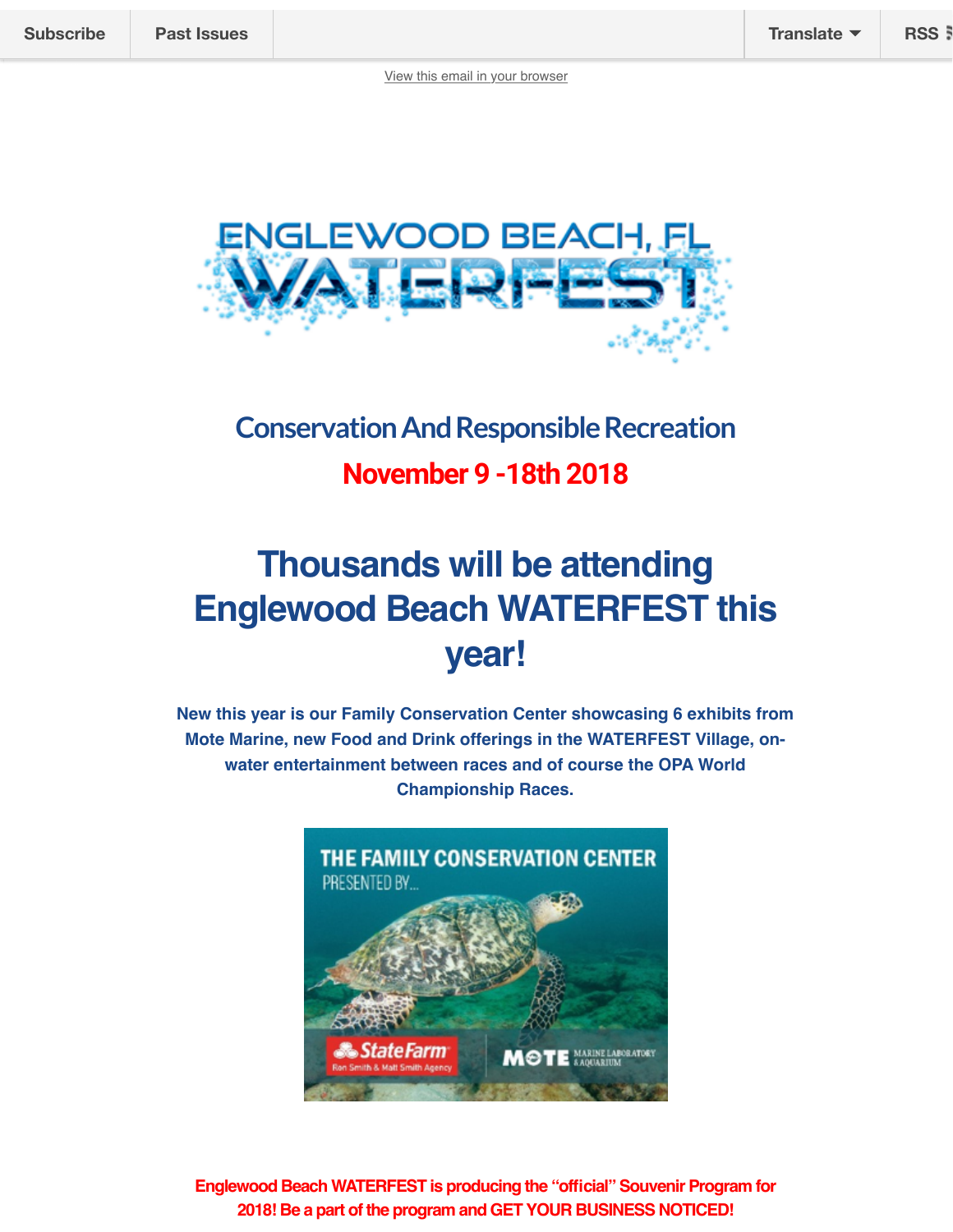Subscribe | Past Issues | Translate | RSS

View this email in your browser

## Conservation And Responsible Recreation

## November 9 -18th 2018

# Thousands will be attending Englewood Beach WATERFEST this year!

**New this year is our Family Conservation Center showcasing 6 exhibits from Mote Marine, new Food and Drink offerings in the WATERFEST Village, on-water entertainment between races and of course the OPA World Championship Races.**

**Englewood Beach WATERFEST is producing the "official" Souvenir Program for 2018! Be a part of the program and GET YOUR BUSINESS NOTICED!**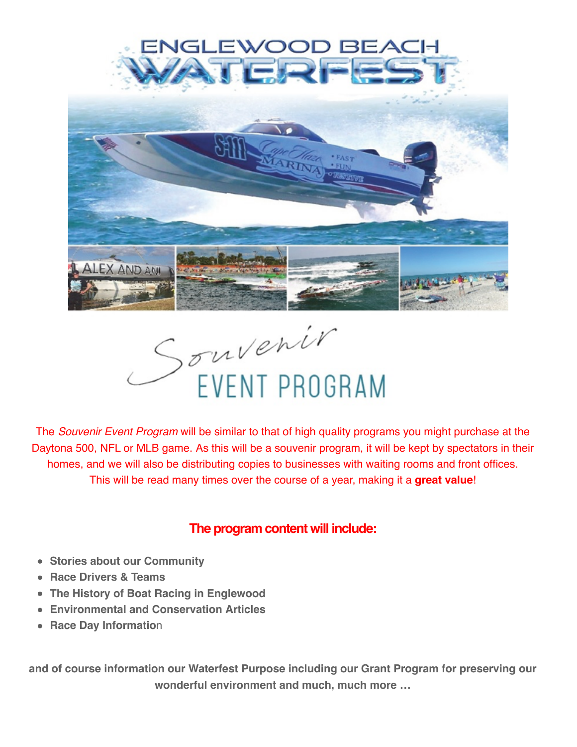# ENGLEWOOD BEACH WATERFEST

## Souvenir EVENT PROGRAM

The *Souvenir Event Program* will be similar to that of high quality programs you might purchase at the Daytona 500, NFL or MLB game. As this will be a souvenir program, it will be kept by spectators in their homes, and we will also be distributing copies to businesses with waiting rooms and front offices. This will be read many times over the course of a year, making it a **great value**!

### The program content will include:

- **Stories about our Community**
- **Race Drivers & Teams**
- **The History of Boat Racing in Englewood**
- **Environmental and Conservation Articles**
- **Race Day Informatio**n

**and of course information our Waterfest Purpose including our Grant Program for preserving our wonderful environment and much, much more …**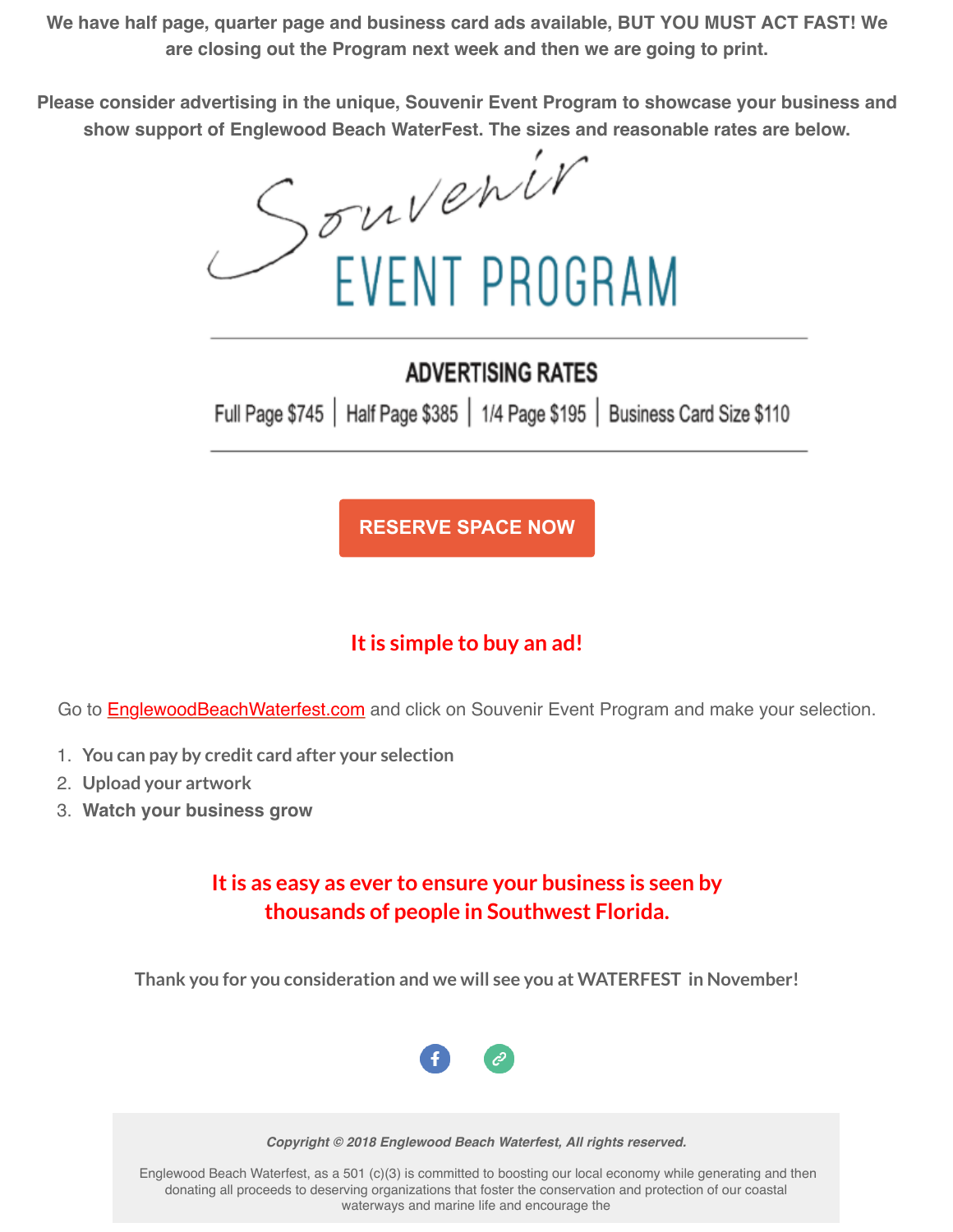**We have half page, quarter page and business card ads available, BUT YOU MUST ACT FAST! We are closing out the Program next week and then we are going to print.**

**Please consider advertising in the unique, Souvenir Event Program to showcase your business and show support of Englewood Beach WaterFest. The sizes and reasonable rates are below.**

# Souvenir EVENT PROGRAM

## ADVERTISING RATES

Full Page $745 | Half Page $385 | 1/4 Page $195 | Business Card Size $110

**RESERVE SPACE NOW**

## It is simple to buy an ad!

Go to EnglewoodBeachWaterfest.com and click on Souvenir Event Program and make your selection.

1. **You can pay by credit card after your selection**
2. **Upload your artwork**
3. **Watch your business grow**

## It is as easy as ever to ensure your business is seen by thousands of people in Southwest Florida.

**Thank you for you consideration and we will see you at WATERFEST in November!**

***Copyright © 2018 Englewood Beach Waterfest, All rights reserved.***

Englewood Beach Waterfest, as a 501 (c)(3) is committed to boosting our local economy while generating and then donating all proceeds to deserving organizations that foster the conservation and protection of our coastal waterways and marine life and encourage the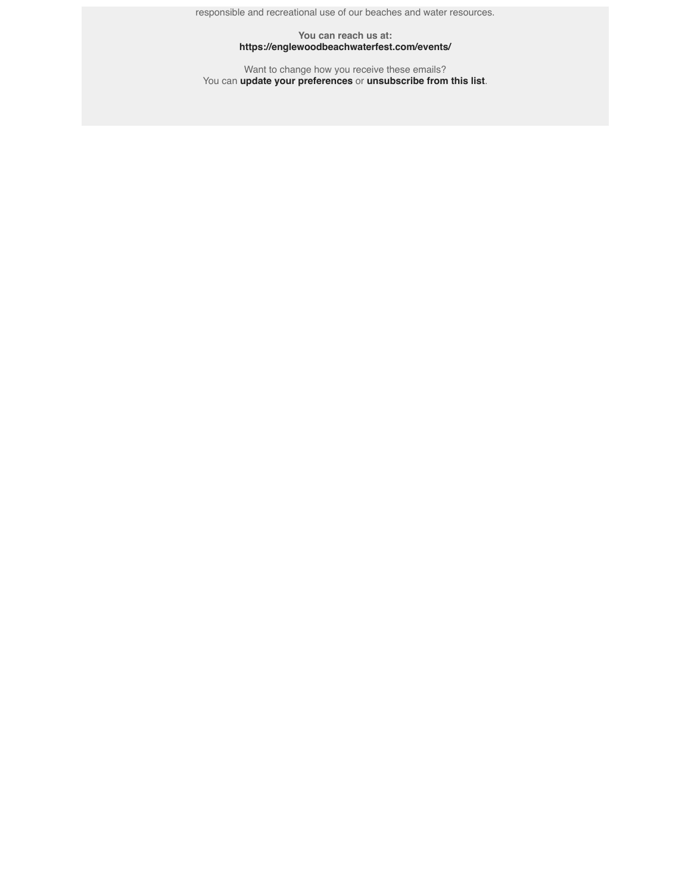responsible and recreational use of our beaches and water resources.

**You can reach us at:**
**https://englewoodbeachwaterfest.com/events/**

Want to change how you receive these emails?
You can **update your preferences** or **unsubscribe from this list**.